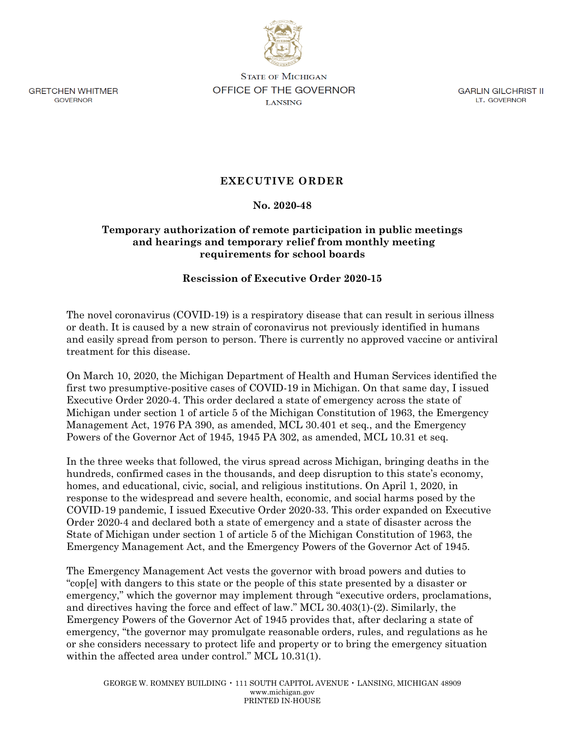GRETCHEN WHITMER
GOVERNOR

STATE OF MICHIGAN
OFFICE OF THE GOVERNOR
LANSING

GARLIN GILCHRIST II
LT. GOVERNOR

# EXECUTIVE ORDER

## No. 2020-48

### Temporary authorization of remote participation in public meetings and hearings and temporary relief from monthly meeting requirements for school boards

### Rescission of Executive Order 2020-15

The novel coronavirus (COVID-19) is a respiratory disease that can result in serious illness or death. It is caused by a new strain of coronavirus not previously identified in humans and easily spread from person to person. There is currently no approved vaccine or antiviral treatment for this disease.

On March 10, 2020, the Michigan Department of Health and Human Services identified the first two presumptive-positive cases of COVID-19 in Michigan. On that same day, I issued Executive Order 2020-4. This order declared a state of emergency across the state of Michigan under section 1 of article 5 of the Michigan Constitution of 1963, the Emergency Management Act, 1976 PA 390, as amended, MCL 30.401 et seq., and the Emergency Powers of the Governor Act of 1945, 1945 PA 302, as amended, MCL 10.31 et seq.

In the three weeks that followed, the virus spread across Michigan, bringing deaths in the hundreds, confirmed cases in the thousands, and deep disruption to this state's economy, homes, and educational, civic, social, and religious institutions. On April 1, 2020, in response to the widespread and severe health, economic, and social harms posed by the COVID-19 pandemic, I issued Executive Order 2020-33. This order expanded on Executive Order 2020-4 and declared both a state of emergency and a state of disaster across the State of Michigan under section 1 of article 5 of the Michigan Constitution of 1963, the Emergency Management Act, and the Emergency Powers of the Governor Act of 1945.

The Emergency Management Act vests the governor with broad powers and duties to "cop[e] with dangers to this state or the people of this state presented by a disaster or emergency," which the governor may implement through "executive orders, proclamations, and directives having the force and effect of law." MCL 30.403(1)-(2). Similarly, the Emergency Powers of the Governor Act of 1945 provides that, after declaring a state of emergency, "the governor may promulgate reasonable orders, rules, and regulations as he or she considers necessary to protect life and property or to bring the emergency situation within the affected area under control." MCL 10.31(1).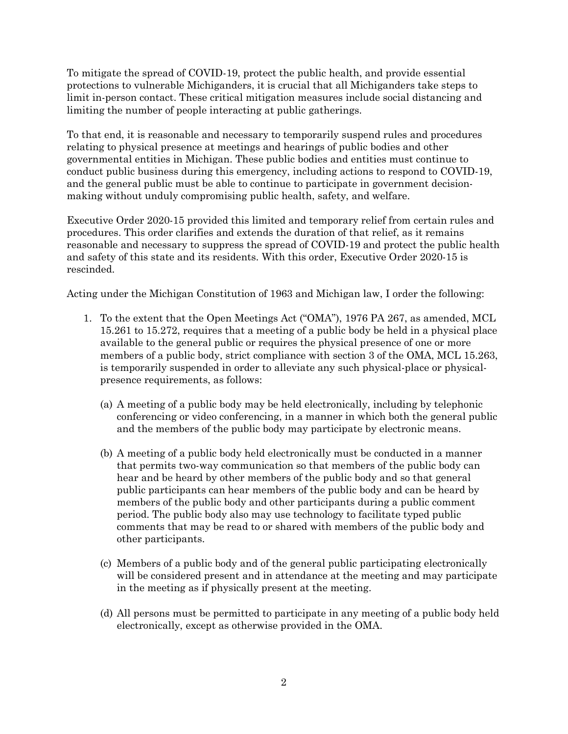To mitigate the spread of COVID-19, protect the public health, and provide essential protections to vulnerable Michiganders, it is crucial that all Michiganders take steps to limit in-person contact. These critical mitigation measures include social distancing and limiting the number of people interacting at public gatherings.

To that end, it is reasonable and necessary to temporarily suspend rules and procedures relating to physical presence at meetings and hearings of public bodies and other governmental entities in Michigan. These public bodies and entities must continue to conduct public business during this emergency, including actions to respond to COVID-19, and the general public must be able to continue to participate in government decision-making without unduly compromising public health, safety, and welfare.

Executive Order 2020-15 provided this limited and temporary relief from certain rules and procedures. This order clarifies and extends the duration of that relief, as it remains reasonable and necessary to suppress the spread of COVID-19 and protect the public health and safety of this state and its residents. With this order, Executive Order 2020-15 is rescinded.

Acting under the Michigan Constitution of 1963 and Michigan law, I order the following:

1. To the extent that the Open Meetings Act ("OMA"), 1976 PA 267, as amended, MCL 15.261 to 15.272, requires that a meeting of a public body be held in a physical place available to the general public or requires the physical presence of one or more members of a public body, strict compliance with section 3 of the OMA, MCL 15.263, is temporarily suspended in order to alleviate any such physical-place or physical-presence requirements, as follows:

   (a) A meeting of a public body may be held electronically, including by telephonic conferencing or video conferencing, in a manner in which both the general public and the members of the public body may participate by electronic means.

   (b) A meeting of a public body held electronically must be conducted in a manner that permits two-way communication so that members of the public body can hear and be heard by other members of the public body and so that general public participants can hear members of the public body and can be heard by members of the public body and other participants during a public comment period. The public body also may use technology to facilitate typed public comments that may be read to or shared with members of the public body and other participants.

   (c) Members of a public body and of the general public participating electronically will be considered present and in attendance at the meeting and may participate in the meeting as if physically present at the meeting.

   (d) All persons must be permitted to participate in any meeting of a public body held electronically, except as otherwise provided in the OMA.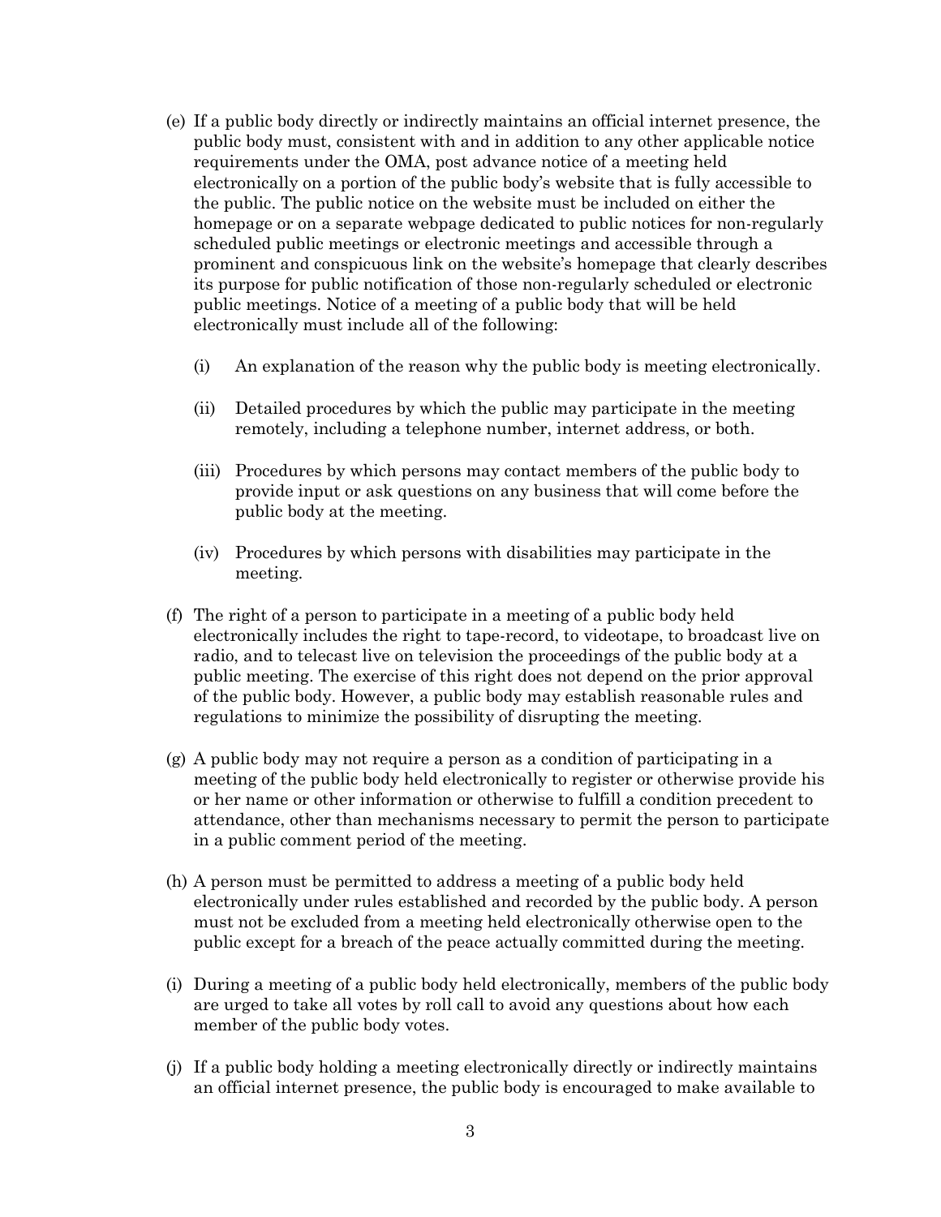(e) If a public body directly or indirectly maintains an official internet presence, the public body must, consistent with and in addition to any other applicable notice requirements under the OMA, post advance notice of a meeting held electronically on a portion of the public body's website that is fully accessible to the public. The public notice on the website must be included on either the homepage or on a separate webpage dedicated to public notices for non-regularly scheduled public meetings or electronic meetings and accessible through a prominent and conspicuous link on the website's homepage that clearly describes its purpose for public notification of those non-regularly scheduled or electronic public meetings. Notice of a meeting of a public body that will be held electronically must include all of the following:

   (i) An explanation of the reason why the public body is meeting electronically.

   (ii) Detailed procedures by which the public may participate in the meeting remotely, including a telephone number, internet address, or both.

   (iii) Procedures by which persons may contact members of the public body to provide input or ask questions on any business that will come before the public body at the meeting.

   (iv) Procedures by which persons with disabilities may participate in the meeting.

(f) The right of a person to participate in a meeting of a public body held electronically includes the right to tape-record, to videotape, to broadcast live on radio, and to telecast live on television the proceedings of the public body at a public meeting. The exercise of this right does not depend on the prior approval of the public body. However, a public body may establish reasonable rules and regulations to minimize the possibility of disrupting the meeting.

(g) A public body may not require a person as a condition of participating in a meeting of the public body held electronically to register or otherwise provide his or her name or other information or otherwise to fulfill a condition precedent to attendance, other than mechanisms necessary to permit the person to participate in a public comment period of the meeting.

(h) A person must be permitted to address a meeting of a public body held electronically under rules established and recorded by the public body. A person must not be excluded from a meeting held electronically otherwise open to the public except for a breach of the peace actually committed during the meeting.

(i) During a meeting of a public body held electronically, members of the public body are urged to take all votes by roll call to avoid any questions about how each member of the public body votes.

(j) If a public body holding a meeting electronically directly or indirectly maintains an official internet presence, the public body is encouraged to make available to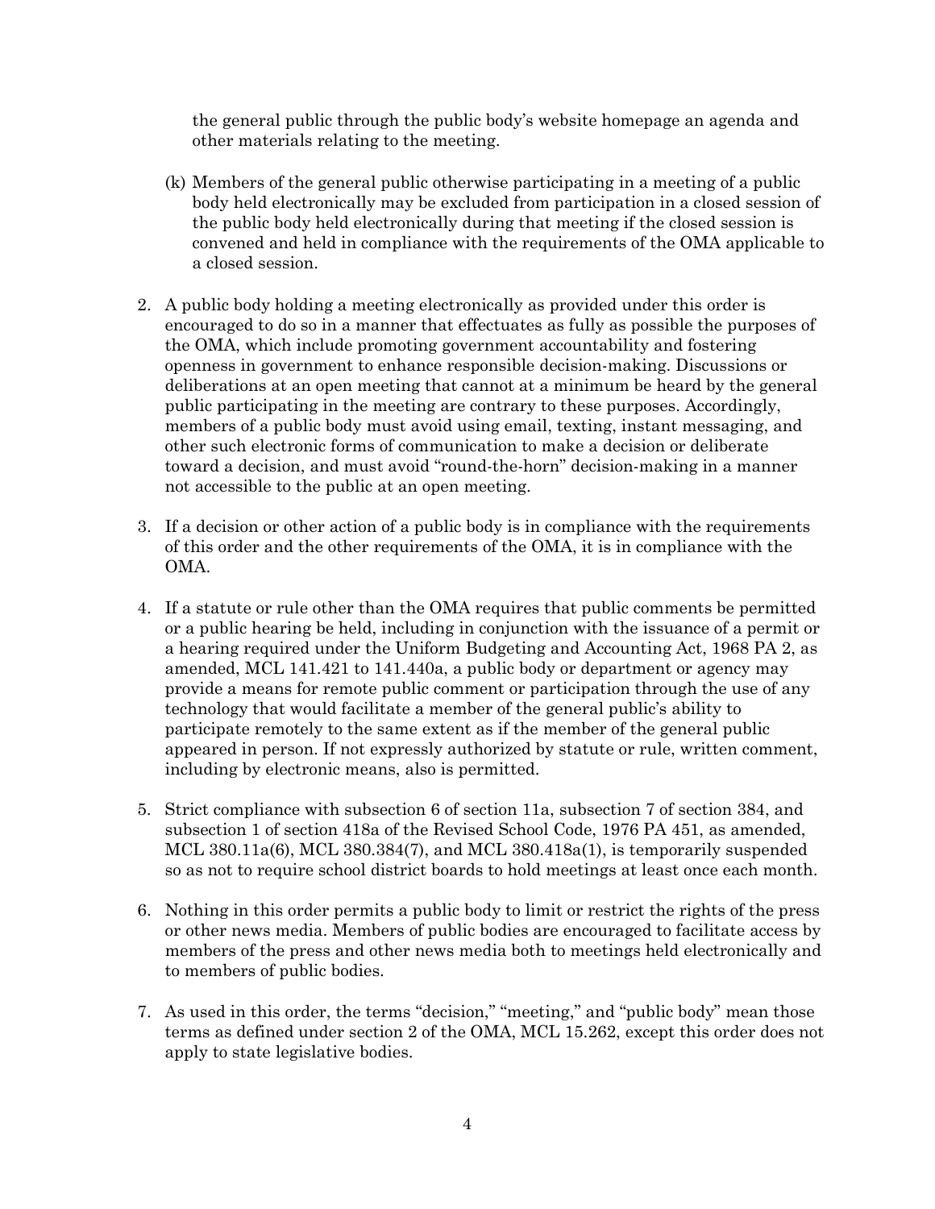the general public through the public body's website homepage an agenda and other materials relating to the meeting.

(k) Members of the general public otherwise participating in a meeting of a public body held electronically may be excluded from participation in a closed session of the public body held electronically during that meeting if the closed session is convened and held in compliance with the requirements of the OMA applicable to a closed session.

2. A public body holding a meeting electronically as provided under this order is encouraged to do so in a manner that effectuates as fully as possible the purposes of the OMA, which include promoting government accountability and fostering openness in government to enhance responsible decision-making. Discussions or deliberations at an open meeting that cannot at a minimum be heard by the general public participating in the meeting are contrary to these purposes. Accordingly, members of a public body must avoid using email, texting, instant messaging, and other such electronic forms of communication to make a decision or deliberate toward a decision, and must avoid "round-the-horn" decision-making in a manner not accessible to the public at an open meeting.

3. If a decision or other action of a public body is in compliance with the requirements of this order and the other requirements of the OMA, it is in compliance with the OMA.

4. If a statute or rule other than the OMA requires that public comments be permitted or a public hearing be held, including in conjunction with the issuance of a permit or a hearing required under the Uniform Budgeting and Accounting Act, 1968 PA 2, as amended, MCL 141.421 to 141.440a, a public body or department or agency may provide a means for remote public comment or participation through the use of any technology that would facilitate a member of the general public's ability to participate remotely to the same extent as if the member of the general public appeared in person. If not expressly authorized by statute or rule, written comment, including by electronic means, also is permitted.

5. Strict compliance with subsection 6 of section 11a, subsection 7 of section 384, and subsection 1 of section 418a of the Revised School Code, 1976 PA 451, as amended, MCL 380.11a(6), MCL 380.384(7), and MCL 380.418a(1), is temporarily suspended so as not to require school district boards to hold meetings at least once each month.

6. Nothing in this order permits a public body to limit or restrict the rights of the press or other news media. Members of public bodies are encouraged to facilitate access by members of the press and other news media both to meetings held electronically and to members of public bodies.

7. As used in this order, the terms "decision," "meeting," and "public body" mean those terms as defined under section 2 of the OMA, MCL 15.262, except this order does not apply to state legislative bodies.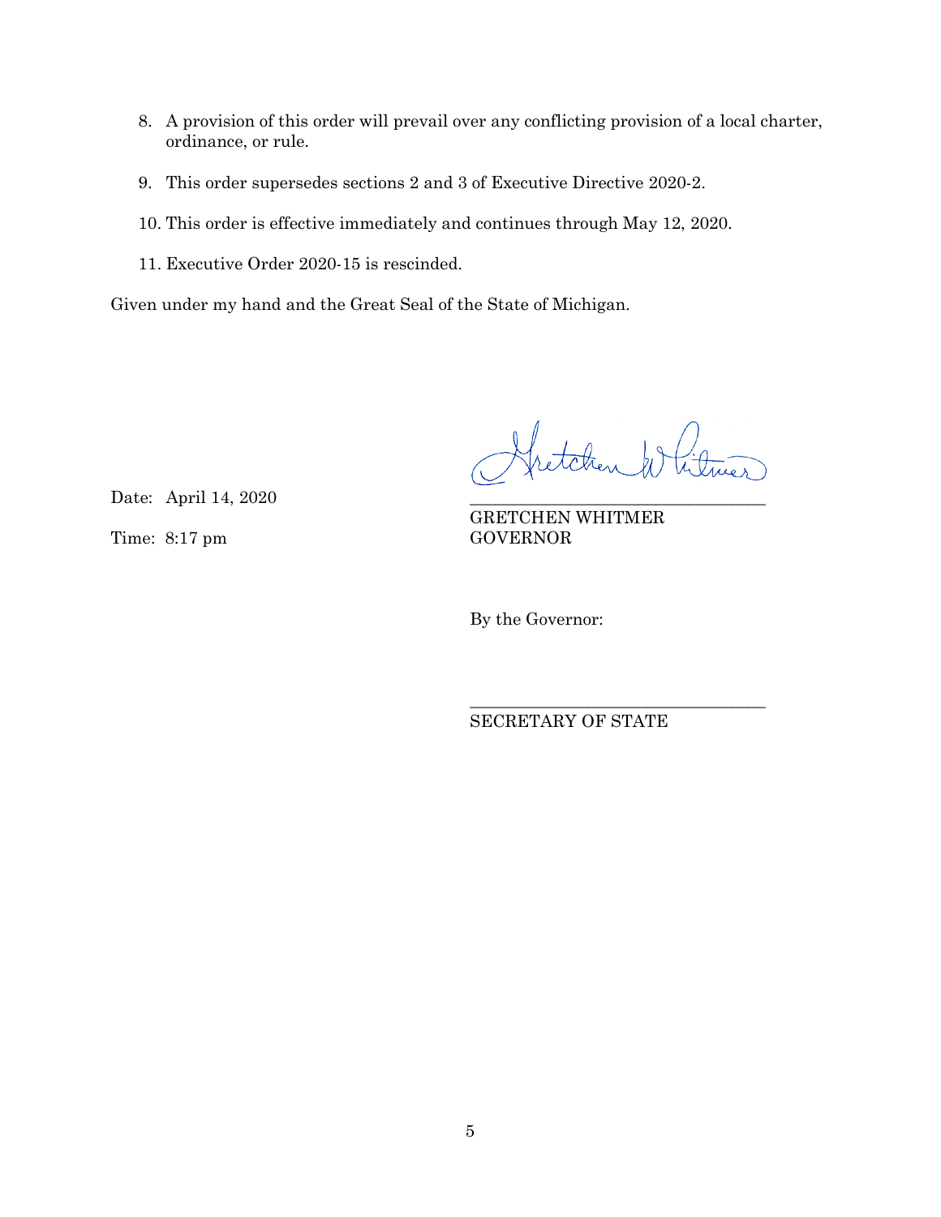8. A provision of this order will prevail over any conflicting provision of a local charter, ordinance, or rule.

9. This order supersedes sections 2 and 3 of Executive Directive 2020-2.

10. This order is effective immediately and continues through May 12, 2020.

11. Executive Order 2020-15 is rescinded.

Given under my hand and the Great Seal of the State of Michigan.

Date: April 14, 2020

Time: 8:17 pm

GRETCHEN WHITMER
GOVERNOR

By the Governor:

SECRETARY OF STATE